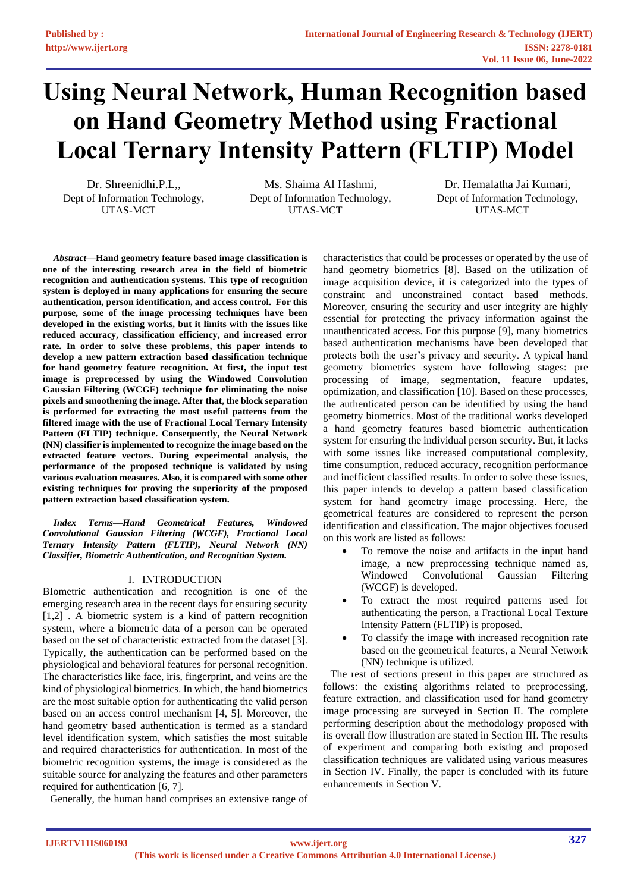# Using Neural Network, Human Recognition based on Hand Geometry Method using Fractional Local Ternary Intensity Pattern (FLTIP) Model

Dr. Shreenidhi.P.L,,
Dept of Information Technology,
UTAS-MCT

Ms. Shaima Al Hashmi,
Dept of Information Technology,
UTAS-MCT

Dr. Hemalatha Jai Kumari,
Dept of Information Technology,
UTAS-MCT

***Abstract*—Hand geometry feature based image classification is one of the interesting research area in the field of biometric recognition and authentication systems. This type of recognition system is deployed in many applications for ensuring the secure authentication, person identification, and access control. For this purpose, some of the image processing techniques have been developed in the existing works, but it limits with the issues like reduced accuracy, classification efficiency, and increased error rate. In order to solve these problems, this paper intends to develop a new pattern extraction based classification technique for hand geometry feature recognition. At first, the input test image is preprocessed by using the Windowed Convolution Gaussian Filtering (WCGF) technique for eliminating the noise pixels and smoothening the image. After that, the block separation is performed for extracting the most useful patterns from the filtered image with the use of Fractional Local Ternary Intensity Pattern (FLTIP) technique. Consequently, the Neural Network (NN) classifier is implemented to recognize the image based on the extracted feature vectors. During experimental analysis, the performance of the proposed technique is validated by using various evaluation measures. Also, it is compared with some other existing techniques for proving the superiority of the proposed pattern extraction based classification system.**

***Index Terms*—*Hand Geometrical Features, Windowed Convolutional Gaussian Filtering (WCGF), Fractional Local Ternary Intensity Pattern (FLTIP), Neural Network (NN) Classifier, Biometric Authentication, and Recognition System.***

## I. INTRODUCTION

BIometric authentication and recognition is one of the emerging research area in the recent days for ensuring security [1,2] . A biometric system is a kind of pattern recognition system, where a biometric data of a person can be operated based on the set of characteristic extracted from the dataset [3]. Typically, the authentication can be performed based on the physiological and behavioral features for personal recognition. The characteristics like face, iris, fingerprint, and veins are the kind of physiological biometrics. In which, the hand biometrics are the most suitable option for authenticating the valid person based on an access control mechanism [4, 5]. Moreover, the hand geometry based authentication is termed as a standard level identification system, which satisfies the most suitable and required characteristics for authentication. In most of the biometric recognition systems, the image is considered as the suitable source for analyzing the features and other parameters required for authentication [6, 7].

Generally, the human hand comprises an extensive range of characteristics that could be processes or operated by the use of hand geometry biometrics [8]. Based on the utilization of image acquisition device, it is categorized into the types of constraint and unconstrained contact based methods. Moreover, ensuring the security and user integrity are highly essential for protecting the privacy information against the unauthenticated access. For this purpose [9], many biometrics based authentication mechanisms have been developed that protects both the user's privacy and security. A typical hand geometry biometrics system have following stages: pre processing of image, segmentation, feature updates, optimization, and classification [10]. Based on these processes, the authenticated person can be identified by using the hand geometry biometrics. Most of the traditional works developed a hand geometry features based biometric authentication system for ensuring the individual person security. But, it lacks with some issues like increased computational complexity, time consumption, reduced accuracy, recognition performance and inefficient classified results. In order to solve these issues, this paper intends to develop a pattern based classification system for hand geometry image processing. Here, the geometrical features are considered to represent the person identification and classification. The major objectives focused on this work are listed as follows:

- To remove the noise and artifacts in the input hand image, a new preprocessing technique named as, Windowed Convolutional Gaussian Filtering (WCGF) is developed.
- To extract the most required patterns used for authenticating the person, a Fractional Local Texture Intensity Pattern (FLTIP) is proposed.
- To classify the image with increased recognition rate based on the geometrical features, a Neural Network (NN) technique is utilized.

The rest of sections present in this paper are structured as follows: the existing algorithms related to preprocessing, feature extraction, and classification used for hand geometry image processing are surveyed in Section II. The complete performing description about the methodology proposed with its overall flow illustration are stated in Section III. The results of experiment and comparing both existing and proposed classification techniques are validated using various measures in Section IV. Finally, the paper is concluded with its future enhancements in Section V.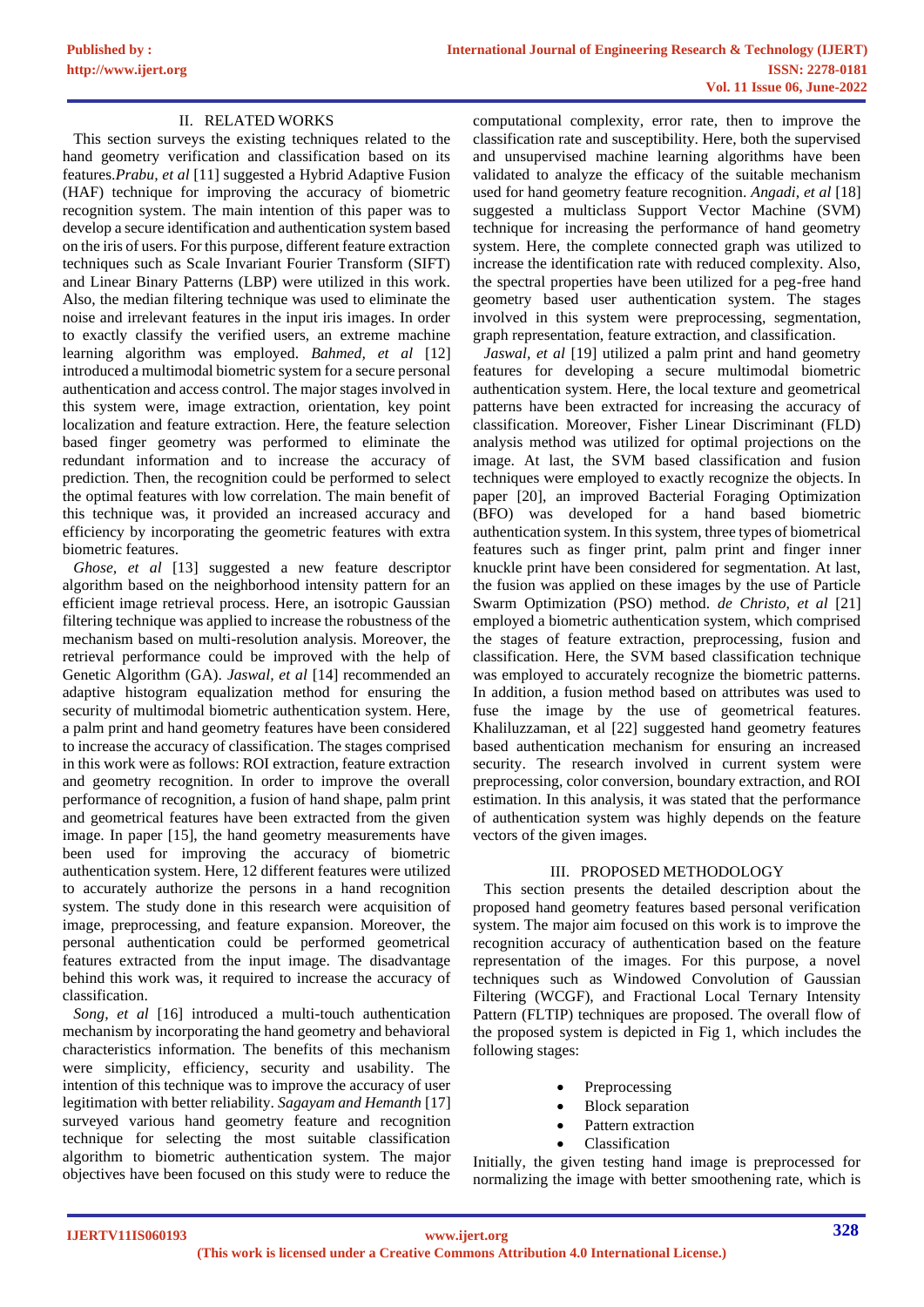## II. RELATED WORKS

This section surveys the existing techniques related to the hand geometry verification and classification based on its features.*Prabu, et al* [11] suggested a Hybrid Adaptive Fusion (HAF) technique for improving the accuracy of biometric recognition system. The main intention of this paper was to develop a secure identification and authentication system based on the iris of users. For this purpose, different feature extraction techniques such as Scale Invariant Fourier Transform (SIFT) and Linear Binary Patterns (LBP) were utilized in this work. Also, the median filtering technique was used to eliminate the noise and irrelevant features in the input iris images. In order to exactly classify the verified users, an extreme machine learning algorithm was employed. *Bahmed, et al* [12] introduced a multimodal biometric system for a secure personal authentication and access control. The major stages involved in this system were, image extraction, orientation, key point localization and feature extraction. Here, the feature selection based finger geometry was performed to eliminate the redundant information and to increase the accuracy of prediction. Then, the recognition could be performed to select the optimal features with low correlation. The main benefit of this technique was, it provided an increased accuracy and efficiency by incorporating the geometric features with extra biometric features.

*Ghose, et al* [13] suggested a new feature descriptor algorithm based on the neighborhood intensity pattern for an efficient image retrieval process. Here, an isotropic Gaussian filtering technique was applied to increase the robustness of the mechanism based on multi-resolution analysis. Moreover, the retrieval performance could be improved with the help of Genetic Algorithm (GA). *Jaswal, et al* [14] recommended an adaptive histogram equalization method for ensuring the security of multimodal biometric authentication system. Here, a palm print and hand geometry features have been considered to increase the accuracy of classification. The stages comprised in this work were as follows: ROI extraction, feature extraction and geometry recognition. In order to improve the overall performance of recognition, a fusion of hand shape, palm print and geometrical features have been extracted from the given image. In paper [15], the hand geometry measurements have been used for improving the accuracy of biometric authentication system. Here, 12 different features were utilized to accurately authorize the persons in a hand recognition system. The study done in this research were acquisition of image, preprocessing, and feature expansion. Moreover, the personal authentication could be performed geometrical features extracted from the input image. The disadvantage behind this work was, it required to increase the accuracy of classification.

*Song, et al* [16] introduced a multi-touch authentication mechanism by incorporating the hand geometry and behavioral characteristics information. The benefits of this mechanism were simplicity, efficiency, security and usability. The intention of this technique was to improve the accuracy of user legitimation with better reliability. *Sagayam and Hemanth* [17] surveyed various hand geometry feature and recognition technique for selecting the most suitable classification algorithm to biometric authentication system. The major objectives have been focused on this study were to reduce the computational complexity, error rate, then to improve the classification rate and susceptibility. Here, both the supervised and unsupervised machine learning algorithms have been validated to analyze the efficacy of the suitable mechanism used for hand geometry feature recognition. *Angadi, et al* [18] suggested a multiclass Support Vector Machine (SVM) technique for increasing the performance of hand geometry system. Here, the complete connected graph was utilized to increase the identification rate with reduced complexity. Also, the spectral properties have been utilized for a peg-free hand geometry based user authentication system. The stages involved in this system were preprocessing, segmentation, graph representation, feature extraction, and classification.

*Jaswal, et al* [19] utilized a palm print and hand geometry features for developing a secure multimodal biometric authentication system. Here, the local texture and geometrical patterns have been extracted for increasing the accuracy of classification. Moreover, Fisher Linear Discriminant (FLD) analysis method was utilized for optimal projections on the image. At last, the SVM based classification and fusion techniques were employed to exactly recognize the objects. In paper [20], an improved Bacterial Foraging Optimization (BFO) was developed for a hand based biometric authentication system. In this system, three types of biometrical features such as finger print, palm print and finger inner knuckle print have been considered for segmentation. At last, the fusion was applied on these images by the use of Particle Swarm Optimization (PSO) method. *de Christo, et al* [21] employed a biometric authentication system, which comprised the stages of feature extraction, preprocessing, fusion and classification. Here, the SVM based classification technique was employed to accurately recognize the biometric patterns. In addition, a fusion method based on attributes was used to fuse the image by the use of geometrical features. Khaliluzzaman, et al [22] suggested hand geometry features based authentication mechanism for ensuring an increased security. The research involved in current system were preprocessing, color conversion, boundary extraction, and ROI estimation. In this analysis, it was stated that the performance of authentication system was highly depends on the feature vectors of the given images.

## III. PROPOSED METHODOLOGY

This section presents the detailed description about the proposed hand geometry features based personal verification system. The major aim focused on this work is to improve the recognition accuracy of authentication based on the feature representation of the images. For this purpose, a novel techniques such as Windowed Convolution of Gaussian Filtering (WCGF), and Fractional Local Ternary Intensity Pattern (FLTIP) techniques are proposed. The overall flow of the proposed system is depicted in Fig 1, which includes the following stages:

- Preprocessing
- Block separation
- Pattern extraction
- Classification

Initially, the given testing hand image is preprocessed for normalizing the image with better smoothening rate, which is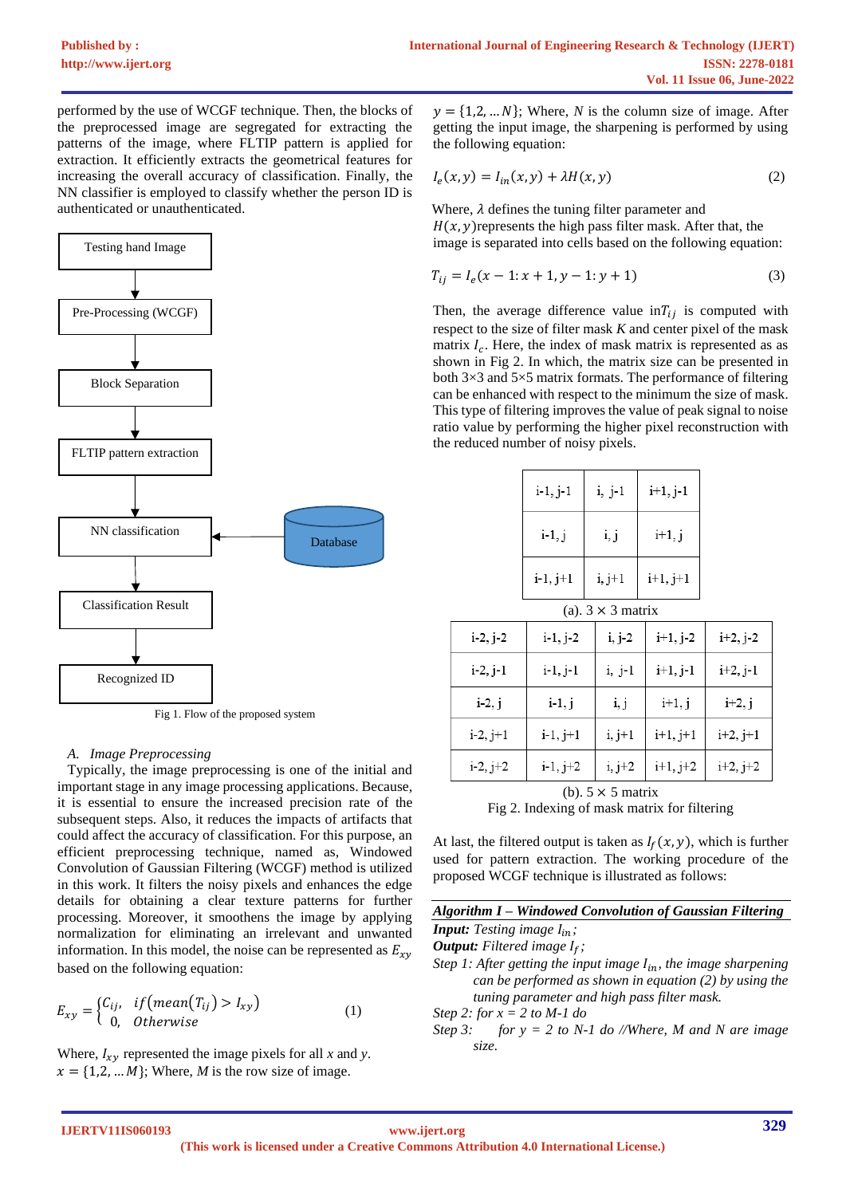performed by the use of WCGF technique. Then, the blocks of the preprocessed image are segregated for extracting the patterns of the image, where FLTIP pattern is applied for extraction. It efficiently extracts the geometrical features for increasing the overall accuracy of classification. Finally, the NN classifier is employed to classify whether the person ID is authenticated or unauthenticated.

Testing hand Image → Pre-Processing (WCGF) → Block Separation → FLTIP pattern extraction → NN classification (← Database) → Classification Result → Recognized ID

Fig 1. Flow of the proposed system

### *A. Image Preprocessing*

Typically, the image preprocessing is one of the initial and important stage in any image processing applications. Because, it is essential to ensure the increased precision rate of the subsequent steps. Also, it reduces the impacts of artifacts that could affect the accuracy of classification. For this purpose, an efficient preprocessing technique, named as, Windowed Convolution of Gaussian Filtering (WCGF) method is utilized in this work. It filters the noisy pixels and enhances the edge details for obtaining a clear texture patterns for further processing. Moreover, it smoothens the image by applying normalization for eliminating an irrelevant and unwanted information. In this model, the noise can be represented as $E_{xy}$ based on the following equation:

$$E_{xy} = \begin{cases} C_{ij}, & if\left(mean\left(T_{ij}\right) > I_{xy}\right) \\ 0, & Otherwise \end{cases} \tag{1}$$

Where, $I_{xy}$ represented the image pixels for all $x$ and $y$. $x = \{1,2, \ldots M\}$; Where, $M$ is the row size of image. $y = \{1,2, \ldots N\}$; Where, $N$ is the column size of image. After getting the input image, the sharpening is performed by using the following equation:

$$I_e(x, y) = I_{in}(x, y) + \lambda H(x, y) \tag{2}$$

Where, $\lambda$ defines the tuning filter parameter and $H(x, y)$represents the high pass filter mask. After that, the image is separated into cells based on the following equation:

$$T_{ij} = I_e(x - 1{:}\, x + 1, y - 1{:}\, y + 1) \tag{3}$$

Then, the average difference value in$T_{ij}$ is computed with respect to the size of filter mask $K$ and center pixel of the mask matrix $I_c$. Here, the index of mask matrix is represented as as shown in Fig 2. In which, the matrix size can be presented in both 3×3 and 5×5 matrix formats. The performance of filtering can be enhanced with respect to the minimum the size of mask. This type of filtering improves the value of peak signal to noise ratio value by performing the higher pixel reconstruction with the reduced number of noisy pixels.

| i-1, j-1 | i, j-1 | i+1, j-1 |
|---|---|---|
| i-1, j | i, j | i+1, j |
| i-1, j+1 | i, j+1 | i+1, j+1 |

(a). 3 × 3 matrix

| i-2, j-2 | i-1, j-2 | i, j-2 | i+1, j-2 | i+2, j-2 |
|---|---|---|---|---|
| i-2, j-1 | i-1, j-1 | i, j-1 | i+1, j-1 | i+2, j-1 |
| i-2, j | i-1, j | i, j | i+1, j | i+2, j |
| i-2, j+1 | i-1, j+1 | i, j+1 | i+1, j+1 | i+2, j+1 |
| i-2, j+2 | i-1, j+2 | i, j+2 | i+1, j+2 | i+2, j+2 |

(b). 5 × 5 matrix

Fig 2. Indexing of mask matrix for filtering

At last, the filtered output is taken as $I_f(x, y)$, which is further used for pattern extraction. The working procedure of the proposed WCGF technique is illustrated as follows:

***Algorithm I – Windowed Convolution of Gaussian Filtering***

***Input:*** *Testing image* $I_{in}$*;*

***Output:*** *Filtered image* $I_f$*;*

*Step 1: After getting the input image* $I_{in}$*, the image sharpening can be performed as shown in equation (2) by using the tuning parameter and high pass filter mask.*

*Step 2: for x = 2 to M-1 do*

*Step 3: for y = 2 to N-1 do //Where, M and N are image size.*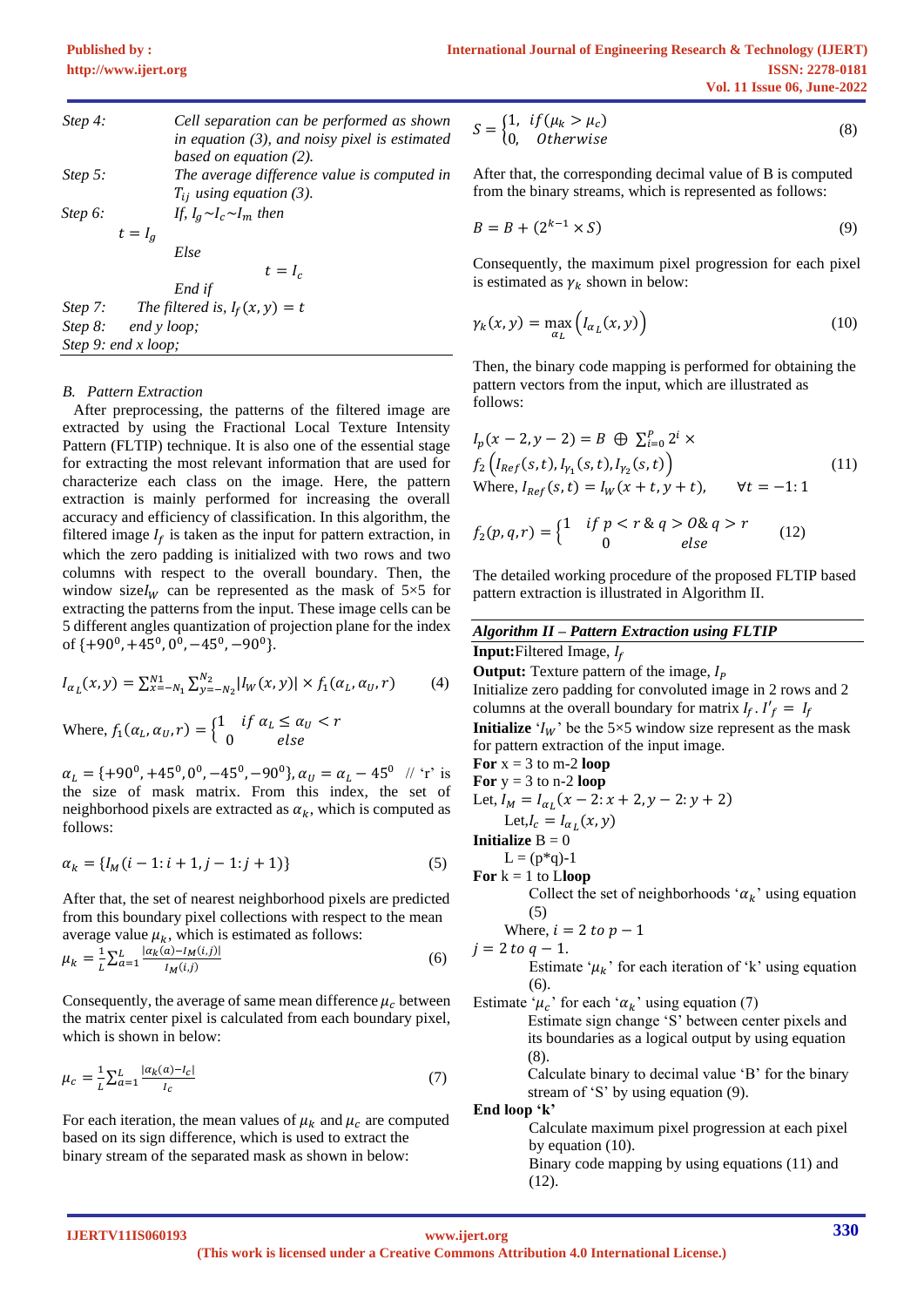*Step 4:* *Cell separation can be performed as shown in equation (3), and noisy pixel is estimated based on equation (2).*

*Step 5:* *The average difference value is computed in $T_{ij}$ using equation (3).*

*Step 6:* *If, $I_g \sim I_c \sim I_m$ then*

$t = I_g$

*Else*

$t = I_c$

*End if*

*Step 7:* *The filtered is, $I_f(x, y) = t$*

*Step 8:* *end y loop;*

*Step 9: end x loop;*

### *B. Pattern Extraction*

After preprocessing, the patterns of the filtered image are extracted by using the Fractional Local Texture Intensity Pattern (FLTIP) technique. It is also one of the essential stage for extracting the most relevant information that are used for characterize each class on the image. Here, the pattern extraction is mainly performed for increasing the overall accuracy and efficiency of classification. In this algorithm, the filtered image $I_f$ is taken as the input for pattern extraction, in which the zero padding is initialized with two rows and two columns with respect to the overall boundary. Then, the window size$I_W$ can be represented as the mask of 5×5 for extracting the patterns from the input. These image cells can be 5 different angles quantization of projection plane for the index of $\{+90^0, +45^0, 0^0, -45^0, -90^0\}$.

$$I_{\alpha_L}(x,y) = \sum_{x=-N_1}^{N1} \sum_{y=-N_2}^{N_2} |I_W(x,y)| \times f_1(\alpha_L, \alpha_U, r) \tag{4}$$

Where, $f_1(\alpha_L, \alpha_U, r) = \begin{cases} 1 & if\ \alpha_L \le \alpha_U < r \\ 0 & else \end{cases}$

$\alpha_L = \{+90^0, +45^0, 0^0, -45^0, -90^0\}, \alpha_U = \alpha_L - 45^0$ // 'r' is the size of mask matrix. From this index, the set of neighborhood pixels are extracted as $\alpha_k$, which is computed as follows:

$$\alpha_k = \{I_M(i-1:i+1, j-1:j+1)\} \tag{5}$$

After that, the set of nearest neighborhood pixels are predicted from this boundary pixel collections with respect to the mean average value $\mu_k$, which is estimated as follows:

$$\mu_k = \frac{1}{L}\sum_{a=1}^{L} \frac{|\alpha_k(a) - I_M(i,j)|}{I_M(i,j)} \tag{6}$$

Consequently, the average of same mean difference $\mu_c$ between the matrix center pixel is calculated from each boundary pixel, which is shown in below:

$$\mu_c = \frac{1}{L}\sum_{a=1}^{L} \frac{|\alpha_k(a) - I_c|}{I_c} \tag{7}$$

For each iteration, the mean values of $\mu_k$ and $\mu_c$ are computed based on its sign difference, which is used to extract the binary stream of the separated mask as shown in below:

$$S = \begin{cases} 1, & if(\mu_k > \mu_c) \\ 0, & Otherwise \end{cases} \tag{8}$$

After that, the corresponding decimal value of B is computed from the binary streams, which is represented as follows:

$$B = B + (2^{k-1} \times S) \tag{9}$$

Consequently, the maximum pixel progression for each pixel is estimated as $\gamma_k$ shown in below:

$$\gamma_k(x,y) = \max_{\alpha_L}\left(I_{\alpha_L}(x,y)\right) \tag{10}$$

Then, the binary code mapping is performed for obtaining the pattern vectors from the input, which are illustrated as follows:

$$I_p(x-2, y-2) = B \oplus \sum_{i=0}^{P} 2^i \times f_2\left(I_{Ref}(s,t), I_{\gamma_1}(s,t), I_{\gamma_2}(s,t)\right) \tag{11}$$

Where, $I_{Ref}(s,t) = I_W(x+t, y+t), \quad \forall t = -1:1$

$$f_2(p,q,r) = \begin{cases} 1 & if\ p < r\ \&\ q > 0\ \&\ q > r \\ 0 & else \end{cases} \tag{12}$$

The detailed working procedure of the proposed FLTIP based pattern extraction is illustrated in Algorithm II.

***Algorithm II – Pattern Extraction using FLTIP***

**Input:** Filtered Image, $I_f$

**Output:** Texture pattern of the image, $I_P$

Initialize zero padding for convoluted image in 2 rows and 2 columns at the overall boundary for matrix $I_f$. $I'_f = I_f$

**Initialize** '$I_W$' be the 5×5 window size represent as the mask for pattern extraction of the input image.

**For** x = 3 to m-2 **loop**

**For** y = 3 to n-2 **loop**

Let, $I_M = I_{\alpha_L}(x-2:x+2, y-2:y+2)$

Let, $I_c = I_{\alpha_L}(x,y)$

**Initialize** B = 0

L = (p*q)-1

**For** k = 1 to L**loop**

Collect the set of neighborhoods '$\alpha_k$' using equation (5)

Where, $i = 2\ to\ p-1$

$j = 2\ to\ q-1$.

Estimate '$\mu_k$' for each iteration of 'k' using equation (6).

Estimate '$\mu_c$' for each '$\alpha_k$' using equation (7)

Estimate sign change 'S' between center pixels and its boundaries as a logical output by using equation (8).

Calculate binary to decimal value 'B' for the binary stream of 'S' by using equation (9).

**End loop 'k'**

Calculate maximum pixel progression at each pixel by equation (10).

Binary code mapping by using equations (11) and (12).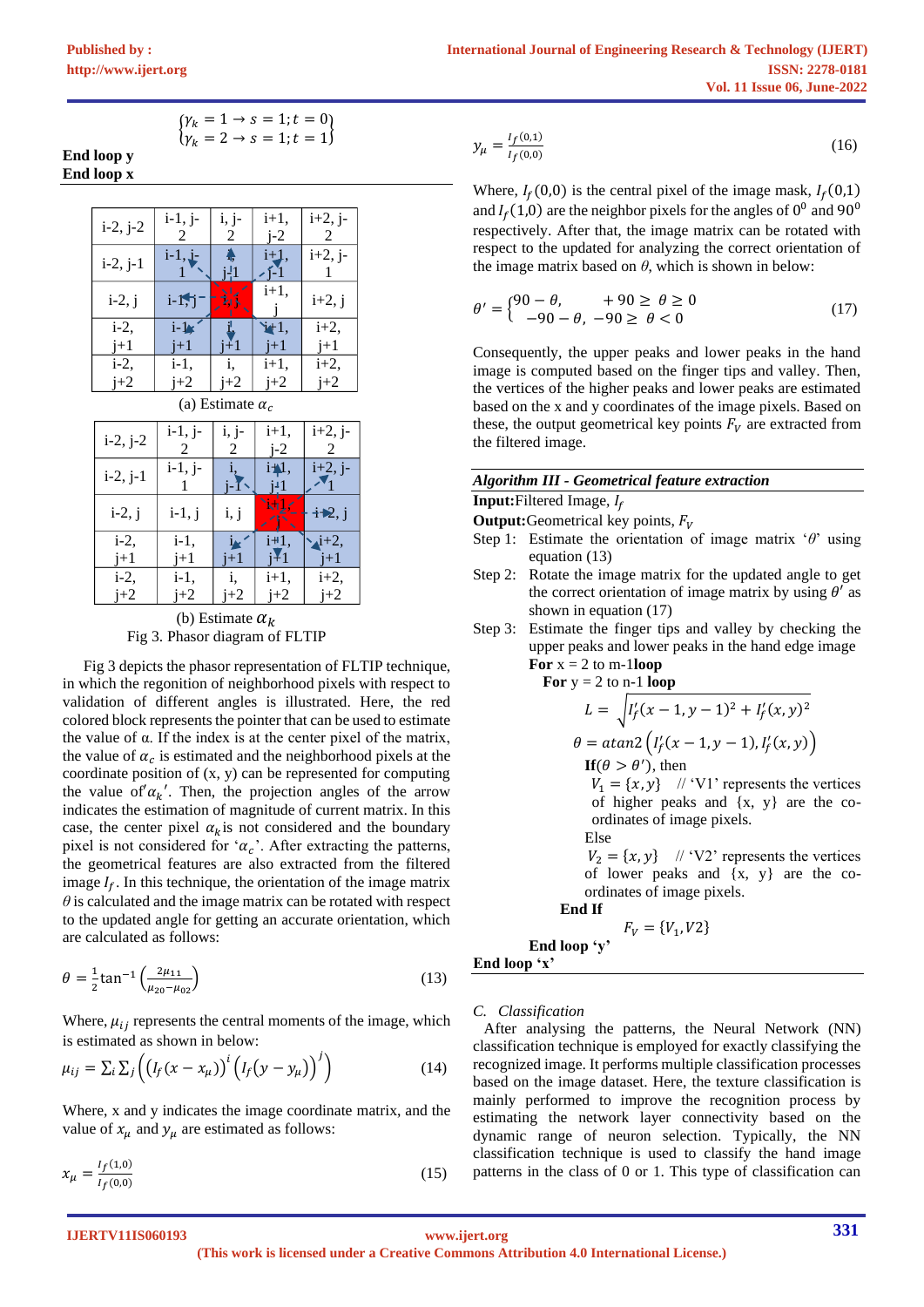$$\begin{Bmatrix} \gamma_k = 1 \rightarrow s = 1; t = 0 \\ \gamma_k = 2 \rightarrow s = 1; t = 1 \end{Bmatrix}$$

**End loop y**
**End loop x**

| i-2, j-2 | i-1, j-2 | i, j-2 | i+1, j-2 | i+2, j-2 |
|---|---|---|---|---|
| i-2, j-1 | i-1, j-1 | i, j-1 | i+1, j-1 | i+2, j-1 |
| i-2, j | i-1, j | i, j | i+1, j | i+2, j |
| i-2, j+1 | i-1, j+1 | i, j+1 | i+1, j+1 | i+2, j+1 |
| i-2, j+2 | i-1, j+2 | i, j+2 | i+1, j+2 | i+2, j+2 |

(a) Estimate $\alpha_c$

| i-2, j-2 | i-1, j-2 | i, j-2 | i+1, j-2 | i+2, j-2 |
|---|---|---|---|---|
| i-2, j-1 | i-1, j-1 | i, j-1 | i+1, j+1 | i+2, j-1 |
| i-2, j | i-1, j | i, j | i+1, j | i+2, j |
| i-2, j+1 | i-1, j+1 | i, j+1 | i+1, j+1 | i+2, j+1 |
| i-2, j+2 | i-1, j+2 | i, j+2 | i+1, j+2 | i+2, j+2 |

(b) Estimate $\alpha_k$

Fig 3. Phasor diagram of FLTIP

Fig 3 depicts the phasor representation of FLTIP technique, in which the regonition of neighborhood pixels with respect to validation of different angles is illustrated. Here, the red colored block represents the pointer that can be used to estimate the value of α. If the index is at the center pixel of the matrix, the value of $\alpha_c$ is estimated and the neighborhood pixels at the coordinate position of (x, y) can be represented for computing the value of $'\alpha_k'$. Then, the projection angles of the arrow indicates the estimation of magnitude of current matrix. In this case, the center pixel $\alpha_k$ is not considered and the boundary pixel is not considered for '$\alpha_c$'. After extracting the patterns, the geometrical features are also extracted from the filtered image $I_f$. In this technique, the orientation of the image matrix $\theta$ is calculated and the image matrix can be rotated with respect to the updated angle for getting an accurate orientation, which are calculated as follows:

$$\theta = \frac{1}{2}\tan^{-1}\left(\frac{2\mu_{11}}{\mu_{20}-\mu_{02}}\right) \tag{13}$$

Where, $\mu_{ij}$ represents the central moments of the image, which is estimated as shown in below:

$$\mu_{ij} = \sum_i \sum_j \left(\left(I_f(x-x_\mu)\right)^i \left(I_f(y-y_\mu)\right)^j\right) \tag{14}$$

Where, x and y indicates the image coordinate matrix, and the value of $x_\mu$ and $y_\mu$ are estimated as follows:

$$x_\mu = \frac{I_f(1,0)}{I_f(0,0)} \tag{15}$$

$$y_\mu = \frac{I_f(0,1)}{I_f(0,0)} \tag{16}$$

Where, $I_f(0,0)$ is the central pixel of the image mask, $I_f(0,1)$ and $I_f(1,0)$ are the neighbor pixels for the angles of $0^0$ and $90^0$ respectively. After that, the image matrix can be rotated with respect to the updated for analyzing the correct orientation of the image matrix based on $\theta$, which is shown in below:

$$\theta' = \begin{cases} 90-\theta, & +90 \geq \theta \geq 0 \\ -90-\theta, & -90 \geq \theta < 0 \end{cases} \tag{17}$$

Consequently, the upper peaks and lower peaks in the hand image is computed based on the finger tips and valley. Then, the vertices of the higher peaks and lower peaks are estimated based on the x and y coordinates of the image pixels. Based on these, the output geometrical key points $F_V$ are extracted from the filtered image.

***Algorithm III - Geometrical feature extraction***

**Input:** Filtered Image, $I_f$

**Output:** Geometrical key points, $F_V$

Step 1: Estimate the orientation of image matrix '$\theta$' using equation (13)

Step 2: Rotate the image matrix for the updated angle to get the correct orientation of image matrix by using $\theta'$ as shown in equation (17)

Step 3: Estimate the finger tips and valley by checking the upper peaks and lower peaks in the hand edge image

**For** x = 2 to m-1 **loop**

**For** y = 2 to n-1 **loop**

$$L = \sqrt{I_f'(x-1, y-1)^2 + I_f'(x,y)^2}$$

$$\theta = atan2\left(I_f'(x-1, y-1), I_f'(x,y)\right)$$

**If**($\theta > \theta'$), then

$V_1 = \{x, y\}$ // 'V1' represents the vertices of higher peaks and {x, y} are the co-ordinates of image pixels.

Else

$V_2 = \{x, y\}$ // 'V2' represents the vertices of lower peaks and {x, y} are the co-ordinates of image pixels.

**End If**

$F_V = \{V_1, V2\}$

**End loop 'y'**

**End loop 'x'**

### *C. Classification*

After analysing the patterns, the Neural Network (NN) classification technique is employed for exactly classifying the recognized image. It performs multiple classification processes based on the image dataset. Here, the texture classification is mainly performed to improve the recognition process by estimating the network layer connectivity based on the dynamic range of neuron selection. Typically, the NN classification technique is used to classify the hand image patterns in the class of 0 or 1. This type of classification can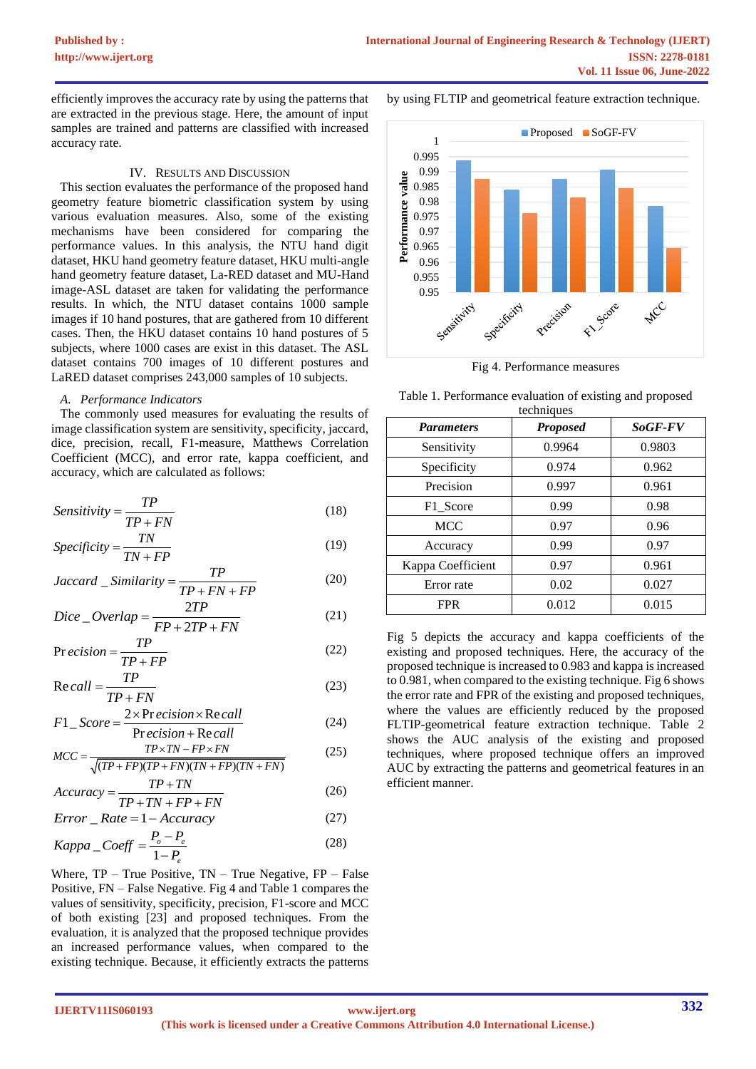efficiently improves the accuracy rate by using the patterns that are extracted in the previous stage. Here, the amount of input samples are trained and patterns are classified with increased accuracy rate.

## IV. Results and Discussion

This section evaluates the performance of the proposed hand geometry feature biometric classification system by using various evaluation measures. Also, some of the existing mechanisms have been considered for comparing the performance values. In this analysis, the NTU hand digit dataset, HKU hand geometry feature dataset, HKU multi-angle hand geometry feature dataset, La-RED dataset and MU-Hand image-ASL dataset are taken for validating the performance results. In which, the NTU dataset contains 1000 sample images if 10 hand postures, that are gathered from 10 different cases. Then, the HKU dataset contains 10 hand postures of 5 subjects, where 1000 cases are exist in this dataset. The ASL dataset contains 700 images of 10 different postures and LaRED dataset comprises 243,000 samples of 10 subjects.

### *A. Performance Indicators*

The commonly used measures for evaluating the results of image classification system are sensitivity, specificity, jaccard, dice, precision, recall, F1-measure, Matthews Correlation Coefficient (MCC), and error rate, kappa coefficient, and accuracy, which are calculated as follows:

$$Sensitivity = \frac{TP}{TP + FN} \tag{18}$$

$$Specificity = \frac{TN}{TN + FP} \tag{19}$$

$$Jaccard\_Similarity = \frac{TP}{TP + FN + FP} \tag{20}$$

$$Dice\_Overlap = \frac{2TP}{FP + 2TP + FN} \tag{21}$$

$$Precision = \frac{TP}{TP + FP} \tag{22}$$

$$Recall = \frac{TP}{TP + FN} \tag{23}$$

$$F1\_Score = \frac{2 \times Precision \times Recall}{Precision + Recall} \tag{24}$$

$$MCC = \frac{TP \times TN - FP \times FN}{\sqrt{(TP+FP)(TP+FN)(TN+FP)(TN+FN)}} \tag{25}$$

$$Accuracy = \frac{TP + TN}{TP + TN + FP + FN} \tag{26}$$

$$Error\_Rate = 1 - Accuracy \tag{27}$$

$$Kappa\_Coeff = \frac{P_o - P_e}{1 - P_e} \tag{28}$$

Where, TP – True Positive, TN – True Negative, FP – False Positive, FN – False Negative. Fig 4 and Table 1 compares the values of sensitivity, specificity, precision, F1-score and MCC of both existing [23] and proposed techniques. From the evaluation, it is analyzed that the proposed technique provides an increased performance values, when compared to the existing technique. Because, it efficiently extracts the patterns by using FLTIP and geometrical feature extraction technique.

Fig 4. Performance measures

Table 1. Performance evaluation of existing and proposed techniques

| ***Parameters*** | ***Proposed*** | ***SoGF-FV*** |
|---|---|---|
| Sensitivity | 0.9964 | 0.9803 |
| Specificity | 0.974 | 0.962 |
| Precision | 0.997 | 0.961 |
| F1_Score | 0.99 | 0.98 |
| MCC | 0.97 | 0.96 |
| Accuracy | 0.99 | 0.97 |
| Kappa Coefficient | 0.97 | 0.961 |
| Error rate | 0.02 | 0.027 |
| FPR | 0.012 | 0.015 |

Fig 5 depicts the accuracy and kappa coefficients of the existing and proposed techniques. Here, the accuracy of the proposed technique is increased to 0.983 and kappa is increased to 0.981, when compared to the existing technique. Fig 6 shows the error rate and FPR of the existing and proposed techniques, where the values are efficiently reduced by the proposed FLTIP-geometrical feature extraction technique. Table 2 shows the AUC analysis of the existing and proposed techniques, where proposed technique offers an improved AUC by extracting the patterns and geometrical features in an efficient manner.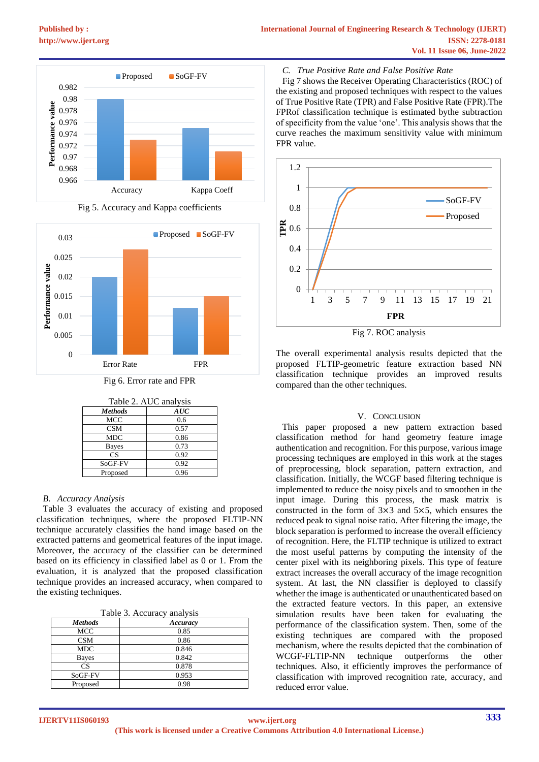Fig 5. Accuracy and Kappa coefficients

Fig 6. Error rate and FPR

Table 2. AUC analysis

| *Methods* | *AUC* |
|---|---|
| MCC | 0.6 |
| CSM | 0.57 |
| MDC | 0.86 |
| Bayes | 0.73 |
| CS | 0.92 |
| SoGF-FV | 0.92 |
| Proposed | 0.96 |

### *B. Accuracy Analysis*

Table 3 evaluates the accuracy of existing and proposed classification techniques, where the proposed FLTIP-NN technique accurately classifies the hand image based on the extracted patterns and geometrical features of the input image. Moreover, the accuracy of the classifier can be determined based on its efficiency in classified label as 0 or 1. From the evaluation, it is analyzed that the proposed classification technique provides an increased accuracy, when compared to the existing techniques.

Table 3. Accuracy analysis

| *Methods* | *Accuracy* |
|---|---|
| MCC | 0.85 |
| CSM | 0.86 |
| MDC | 0.846 |
| Bayes | 0.842 |
| CS | 0.878 |
| SoGF-FV | 0.953 |
| Proposed | 0.98 |

### *C. True Positive Rate and False Positive Rate*

Fig 7 shows the Receiver Operating Characteristics (ROC) of the existing and proposed techniques with respect to the values of True Positive Rate (TPR) and False Positive Rate (FPR).The FPRof classification technique is estimated bythe subtraction of specificity from the value 'one'. This analysis shows that the curve reaches the maximum sensitivity value with minimum FPR value.

Fig 7. ROC analysis

The overall experimental analysis results depicted that the proposed FLTIP-geometric feature extraction based NN classification technique provides an improved results compared than the other techniques.

## V. Conclusion

This paper proposed a new pattern extraction based classification method for hand geometry feature image authentication and recognition. For this purpose, various image processing techniques are employed in this work at the stages of preprocessing, block separation, pattern extraction, and classification. Initially, the WCGF based filtering technique is implemented to reduce the noisy pixels and to smoothen in the input image. During this process, the mask matrix is constructed in the form of 3×3 and 5×5, which ensures the reduced peak to signal noise ratio. After filtering the image, the block separation is performed to increase the overall efficiency of recognition. Here, the FLTIP technique is utilized to extract the most useful patterns by computing the intensity of the center pixel with its neighboring pixels. This type of feature extract increases the overall accuracy of the image recognition system. At last, the NN classifier is deployed to classify whether the image is authenticated or unauthenticated based on the extracted feature vectors. In this paper, an extensive simulation results have been taken for evaluating the performance of the classification system. Then, some of the existing techniques are compared with the proposed mechanism, where the results depicted that the combination of WCGF-FLTIP-NN technique outperforms the other techniques. Also, it efficiently improves the performance of classification with improved recognition rate, accuracy, and reduced error value.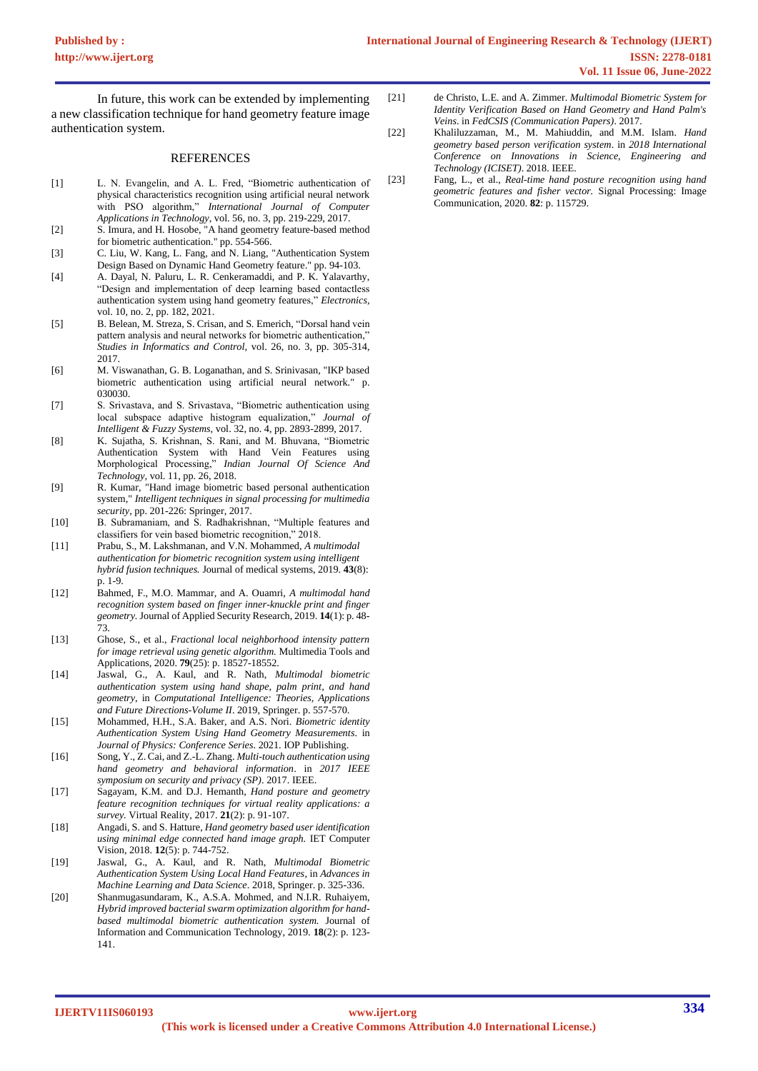In future, this work can be extended by implementing a new classification technique for hand geometry feature image authentication system.

## REFERENCES

[1] L. N. Evangelin, and A. L. Fred, “Biometric authentication of physical characteristics recognition using artificial neural network with PSO algorithm,” *International Journal of Computer Applications in Technology*, vol. 56, no. 3, pp. 219-229, 2017.

[2] S. Imura, and H. Hosobe, "A hand geometry feature-based method for biometric authentication." pp. 554-566.

[3] C. Liu, W. Kang, L. Fang, and N. Liang, "Authentication System Design Based on Dynamic Hand Geometry feature." pp. 94-103.

[4] A. Dayal, N. Paluru, L. R. Cenkeramaddi, and P. K. Yalavarthy, “Design and implementation of deep learning based contactless authentication system using hand geometry features,” *Electronics*, vol. 10, no. 2, pp. 182, 2021.

[5] B. Belean, M. Streza, S. Crisan, and S. Emerich, “Dorsal hand vein pattern analysis and neural networks for biometric authentication,” *Studies in Informatics and Control*, vol. 26, no. 3, pp. 305-314, 2017.

[6] M. Viswanathan, G. B. Loganathan, and S. Srinivasan, "IKP based biometric authentication using artificial neural network." p. 030030.

[7] S. Srivastava, and S. Srivastava, “Biometric authentication using local subspace adaptive histogram equalization,” *Journal of Intelligent & Fuzzy Systems*, vol. 32, no. 4, pp. 2893-2899, 2017.

[8] K. Sujatha, S. Krishnan, S. Rani, and M. Bhuvana, “Biometric Authentication System with Hand Vein Features using Morphological Processing,” *Indian Journal Of Science And Technology*, vol. 11, pp. 26, 2018.

[9] R. Kumar, "Hand image biometric based personal authentication system," *Intelligent techniques in signal processing for multimedia security*, pp. 201-226: Springer, 2017.

[10] B. Subramaniam, and S. Radhakrishnan, “Multiple features and classifiers for vein based biometric recognition,” 2018.

[11] Prabu, S., M. Lakshmanan, and V.N. Mohammed, *A multimodal authentication for biometric recognition system using intelligent hybrid fusion techniques.* Journal of medical systems, 2019. **43**(8): p. 1-9.

[12] Bahmed, F., M.O. Mammar, and A. Ouamri, *A multimodal hand recognition system based on finger inner-knuckle print and finger geometry.* Journal of Applied Security Research, 2019. **14**(1): p. 48-73.

[13] Ghose, S., et al., *Fractional local neighborhood intensity pattern for image retrieval using genetic algorithm.* Multimedia Tools and Applications, 2020. **79**(25): p. 18527-18552.

[14] Jaswal, G., A. Kaul, and R. Nath, *Multimodal biometric authentication system using hand shape, palm print, and hand geometry*, in *Computational Intelligence: Theories, Applications and Future Directions-Volume II*. 2019, Springer. p. 557-570.

[15] Mohammed, H.H., S.A. Baker, and A.S. Nori. *Biometric identity Authentication System Using Hand Geometry Measurements*. in *Journal of Physics: Conference Series*. 2021. IOP Publishing.

[16] Song, Y., Z. Cai, and Z.-L. Zhang. *Multi-touch authentication using hand geometry and behavioral information*. in *2017 IEEE symposium on security and privacy (SP)*. 2017. IEEE.

[17] Sagayam, K.M. and D.J. Hemanth, *Hand posture and geometry feature recognition techniques for virtual reality applications: a survey.* Virtual Reality, 2017. **21**(2): p. 91-107.

[18] Angadi, S. and S. Hatture, *Hand geometry based user identification using minimal edge connected hand image graph.* IET Computer Vision, 2018. **12**(5): p. 744-752.

[19] Jaswal, G., A. Kaul, and R. Nath, *Multimodal Biometric Authentication System Using Local Hand Features*, in *Advances in Machine Learning and Data Science*. 2018, Springer. p. 325-336.

[20] Shanmugasundaram, K., A.S.A. Mohmed, and N.I.R. Ruhaiyem, *Hybrid improved bacterial swarm optimization algorithm for hand-based multimodal biometric authentication system.* Journal of Information and Communication Technology, 2019. **18**(2): p. 123-141.

[21] de Christo, L.E. and A. Zimmer. *Multimodal Biometric System for Identity Verification Based on Hand Geometry and Hand Palm's Veins*. in *FedCSIS (Communication Papers)*. 2017.

[22] Khaliluzzaman, M., M. Mahiuddin, and M.M. Islam. *Hand geometry based person verification system*. in *2018 International Conference on Innovations in Science, Engineering and Technology (ICISET)*. 2018. IEEE.

[23] Fang, L., et al., *Real-time hand posture recognition using hand geometric features and fisher vector.* Signal Processing: Image Communication, 2020. **82**: p. 115729.